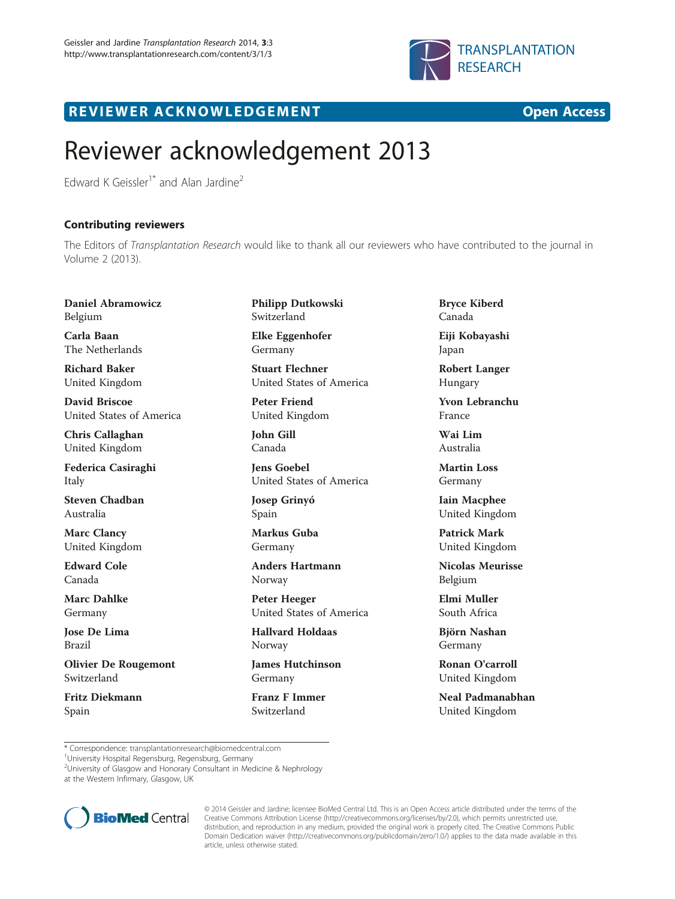REVIEWER ACKNOWLEDGEMENT **Open Access**

# Reviewer acknowledgement 2013

Edward K Geissler[1*] and Alan Jardine[2]

## Contributing reviewers

The Editors of *Transplantation Research* would like to thank all our reviewers who have contributed to the journal in Volume 2 (2013).

**Daniel Abramowicz**
Belgium

**Carla Baan**
The Netherlands

**Richard Baker**
United Kingdom

**David Briscoe**
United States of America

**Chris Callaghan**
United Kingdom

**Federica Casiraghi**
Italy

**Steven Chadban**
Australia

**Marc Clancy**
United Kingdom

**Edward Cole**
Canada

**Marc Dahlke**
Germany

**Jose De Lima**
Brazil

**Olivier De Rougemont**
Switzerland

**Fritz Diekmann**
Spain

**Philipp Dutkowski**
Switzerland

**Elke Eggenhofer**
Germany

**Stuart Flechner**
United States of America

**Peter Friend**
United Kingdom

**John Gill**
Canada

**Jens Goebel**
United States of America

**Josep Grinyó**
Spain

**Markus Guba**
Germany

**Anders Hartmann**
Norway

**Peter Heeger**
United States of America

**Hallvard Holdaas**
Norway

**James Hutchinson**
Germany

**Franz F Immer**
Switzerland

**Bryce Kiberd**
Canada

**Eiji Kobayashi**
Japan

**Robert Langer**
Hungary

**Yvon Lebranchu**
France

**Wai Lim**
Australia

**Martin Loss**
Germany

**Iain Macphee**
United Kingdom

**Patrick Mark**
United Kingdom

**Nicolas Meurisse**
Belgium

**Elmi Muller**
South Africa

**Björn Nashan**
Germany

**Ronan O'carroll**
United Kingdom

**Neal Padmanabhan**
United Kingdom

---

\* Correspondence: transplantationresearch@biomedcentral.com
[1]University Hospital Regensburg, Regensburg, Germany
[2]University of Glasgow and Honorary Consultant in Medicine & Nephrology at the Western Infirmary, Glasgow, UK

© 2014 Geissler and Jardine; licensee BioMed Central Ltd. This is an Open Access article distributed under the terms of the Creative Commons Attribution License (http://creativecommons.org/licenses/by/2.0), which permits unrestricted use, distribution, and reproduction in any medium, provided the original work is properly cited. The Creative Commons Public Domain Dedication waiver (http://creativecommons.org/publicdomain/zero/1.0/) applies to the data made available in this article, unless otherwise stated.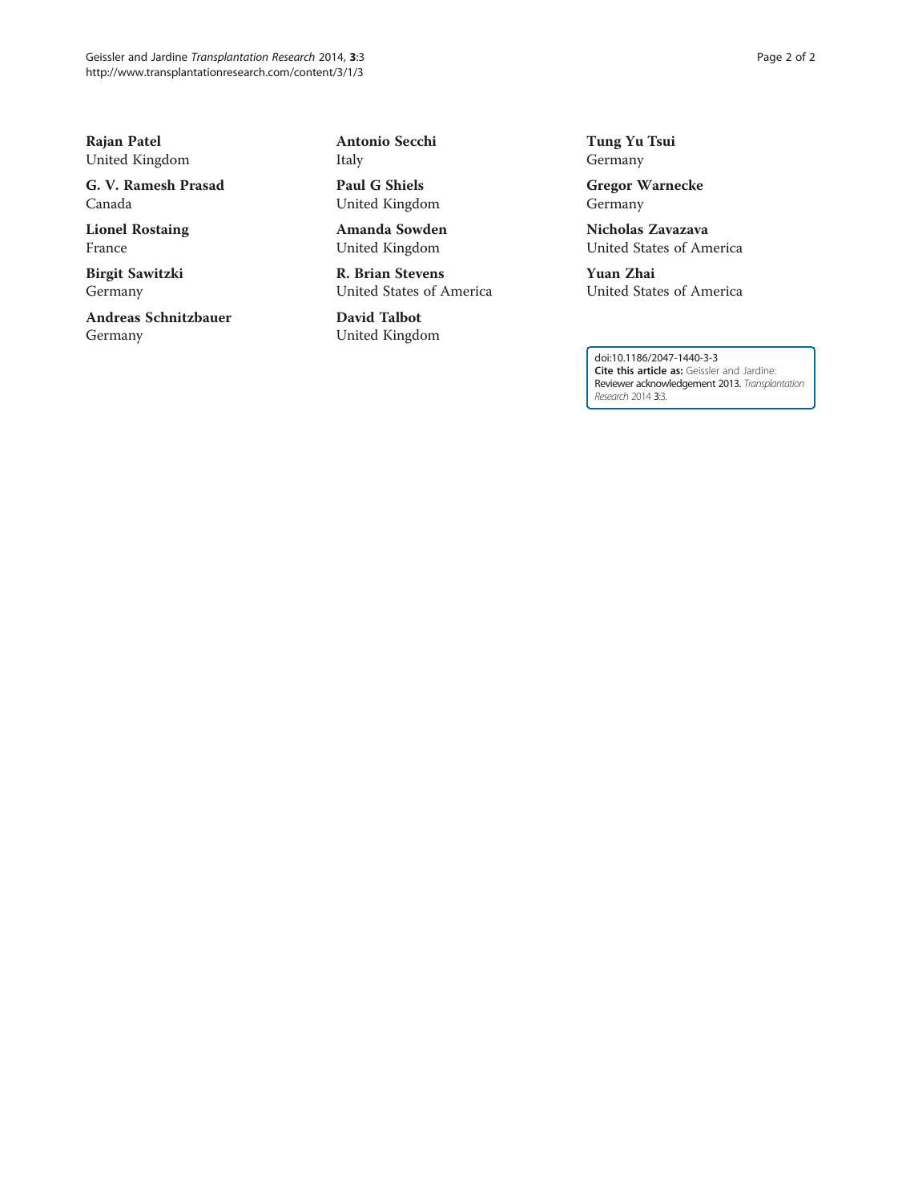**Rajan Patel**
United Kingdom

**G. V. Ramesh Prasad**
Canada

**Lionel Rostaing**
France

**Birgit Sawitzki**
Germany

**Andreas Schnitzbauer**
Germany

**Antonio Secchi**
Italy

**Paul G Shiels**
United Kingdom

**Amanda Sowden**
United Kingdom

**R. Brian Stevens**
United States of America

**David Talbot**
United Kingdom

**Tung Yu Tsui**
Germany

**Gregor Warnecke**
Germany

**Nicholas Zavazava**
United States of America

**Yuan Zhai**
United States of America

doi:10.1186/2047-1440-3-3
**Cite this article as:** Geissler and Jardine: Reviewer acknowledgement 2013. *Transplantation Research* 2014 **3**:3.